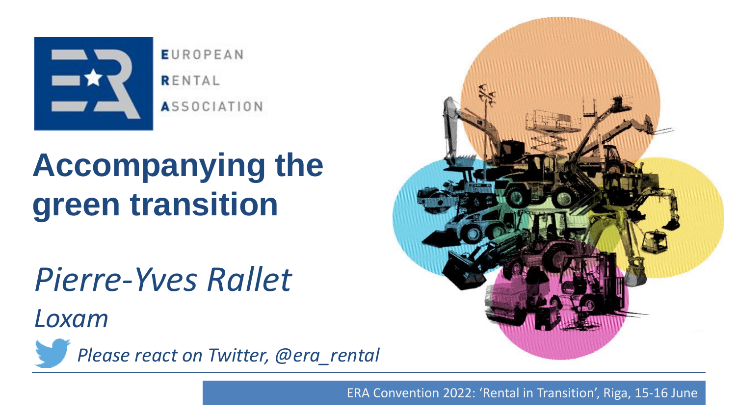EUROPEAN
RENTAL
ASSOCIATION

# Accompanying the green transition

*Pierre-Yves Rallet*

*Loxam*

*Please react on Twitter, @era_rental*

ERA Convention 2022: 'Rental in Transition', Riga, 15-16 June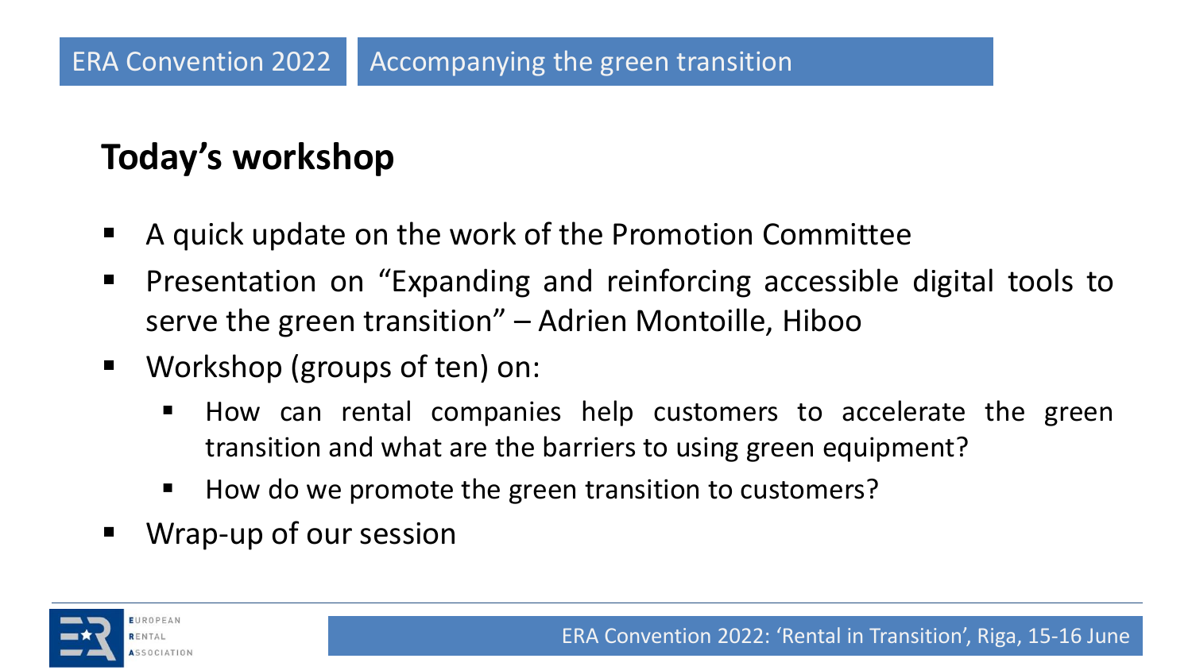## Today's workshop

- A quick update on the work of the Promotion Committee
- Presentation on "Expanding and reinforcing accessible digital tools to serve the green transition" – Adrien Montoille, Hiboo
- Workshop (groups of ten) on:
  - How can rental companies help customers to accelerate the green transition and what are the barriers to using green equipment?
  - How do we promote the green transition to customers?
- Wrap-up of our session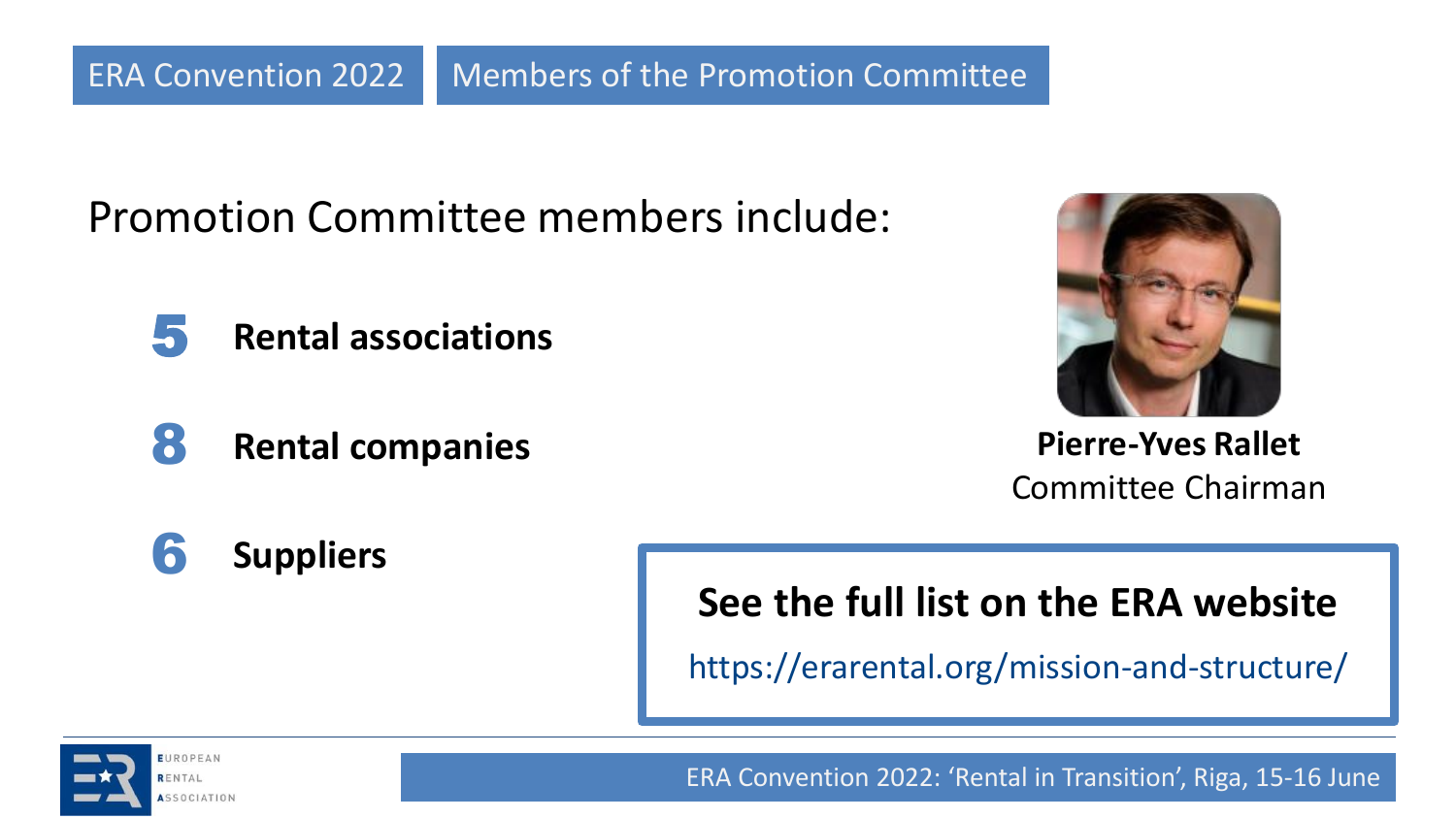ERA Convention 2022 | Members of the Promotion Committee

## Promotion Committee members include:

- **5 Rental associations**
- **8 Rental companies**
- **6 Suppliers**

**Pierre-Yves Rallet**
Committee Chairman

**See the full list on the ERA website**

https://erarental.org/mission-and-structure/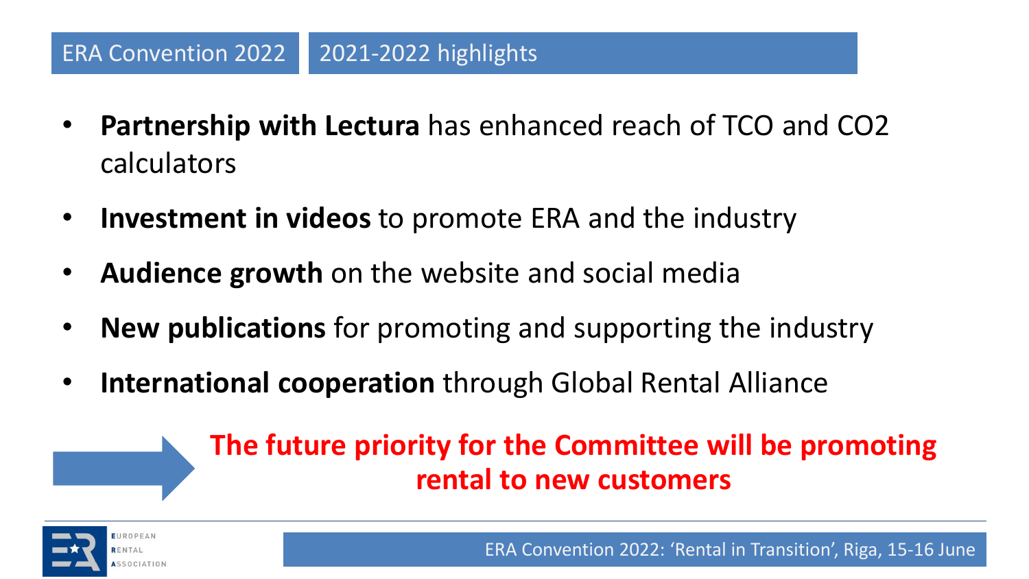## ERA Convention 2022 | 2021-2022 highlights

- **Partnership with Lectura** has enhanced reach of TCO and $CO_2$ calculators
- **Investment in videos** to promote ERA and the industry
- **Audience growth** on the website and social media
- **New publications** for promoting and supporting the industry
- **International cooperation** through Global Rental Alliance

**The future priority for the Committee will be promoting rental to new customers**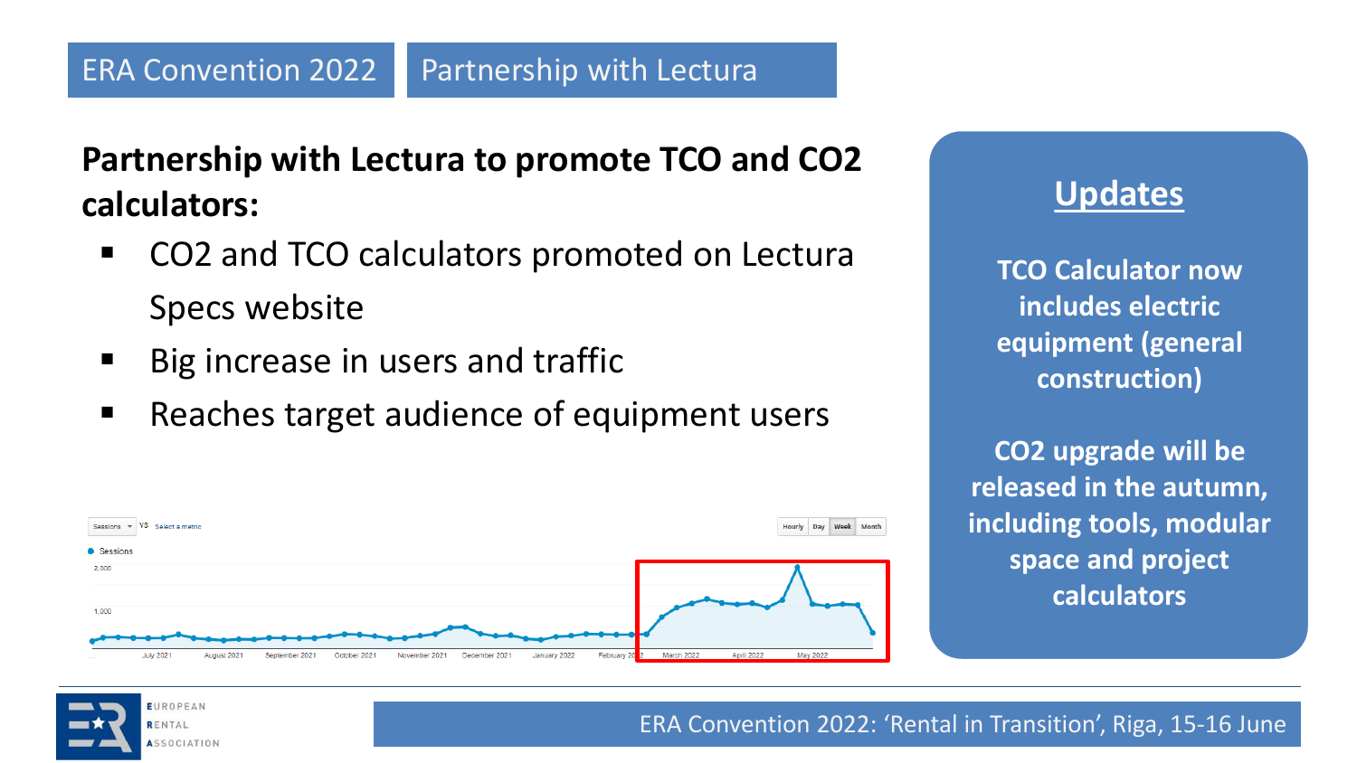ERA Convention 2022 | Partnership with Lectura

## Partnership with Lectura to promote TCO and $CO_2$ calculators:

- $CO_2$ and TCO calculators promoted on Lectura Specs website
- Big increase in users and traffic
- Reaches target audience of equipment users

Sessions VS Select a metric | Hourly Day Week Month

Sessions

2,000

1,000

July 2021 August 2021 September 2021 October 2021 November 2021 December 2021 January 2022 February 2022 March 2022 April 2022 May 2022

## Updates

**TCO Calculator now includes electric equipment (general construction)**

**$CO_2$ upgrade will be released in the autumn, including tools, modular space and project calculators**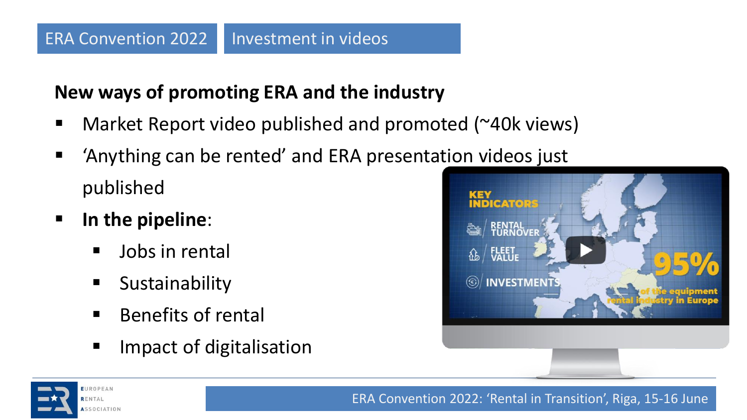ERA Convention 2022 | Investment in videos

## New ways of promoting ERA and the industry

- Market Report video published and promoted (~40k views)
- 'Anything can be rented' and ERA presentation videos just published
- **In the pipeline**:
  - Jobs in rental
  - Sustainability
  - Benefits of rental
  - Impact of digitalisation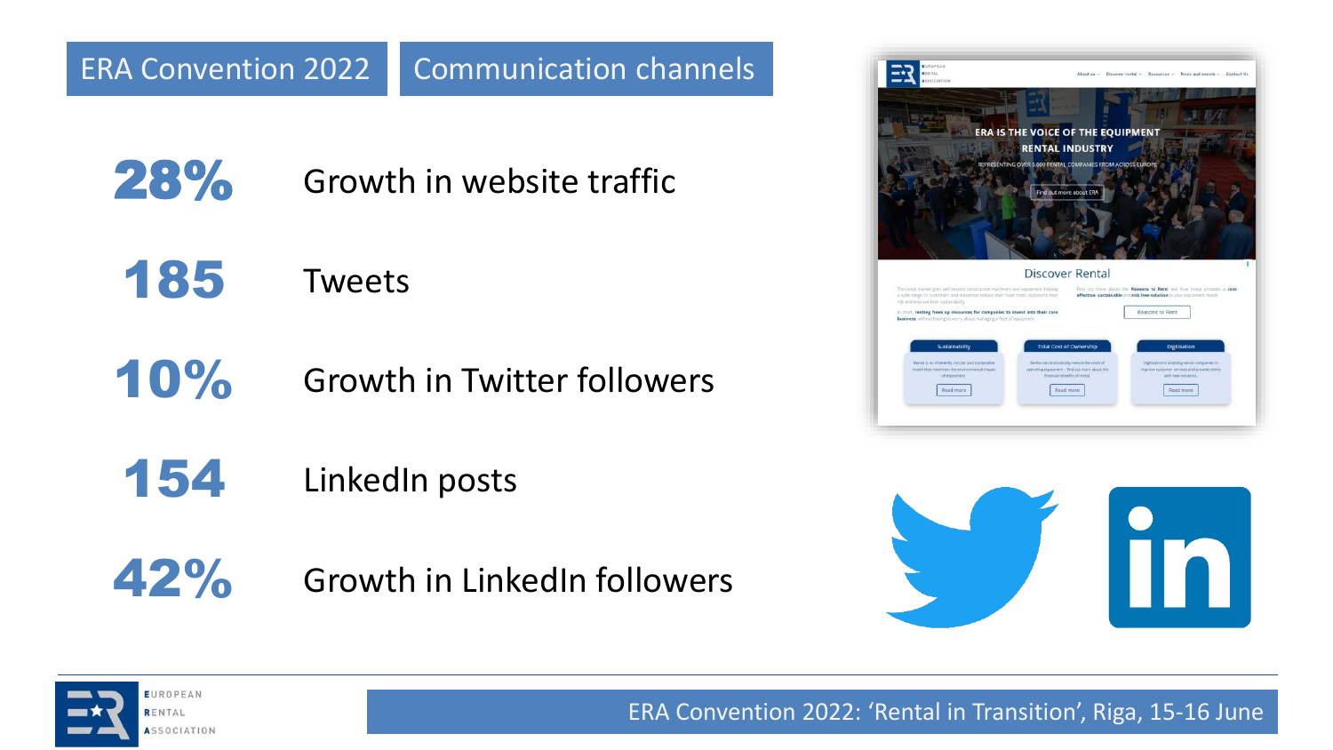# ERA Convention 2022 | Communication channels

**28%** Growth in website traffic

**185** Tweets

**10%** Growth in Twitter followers

**154** LinkedIn posts

**42%** Growth in LinkedIn followers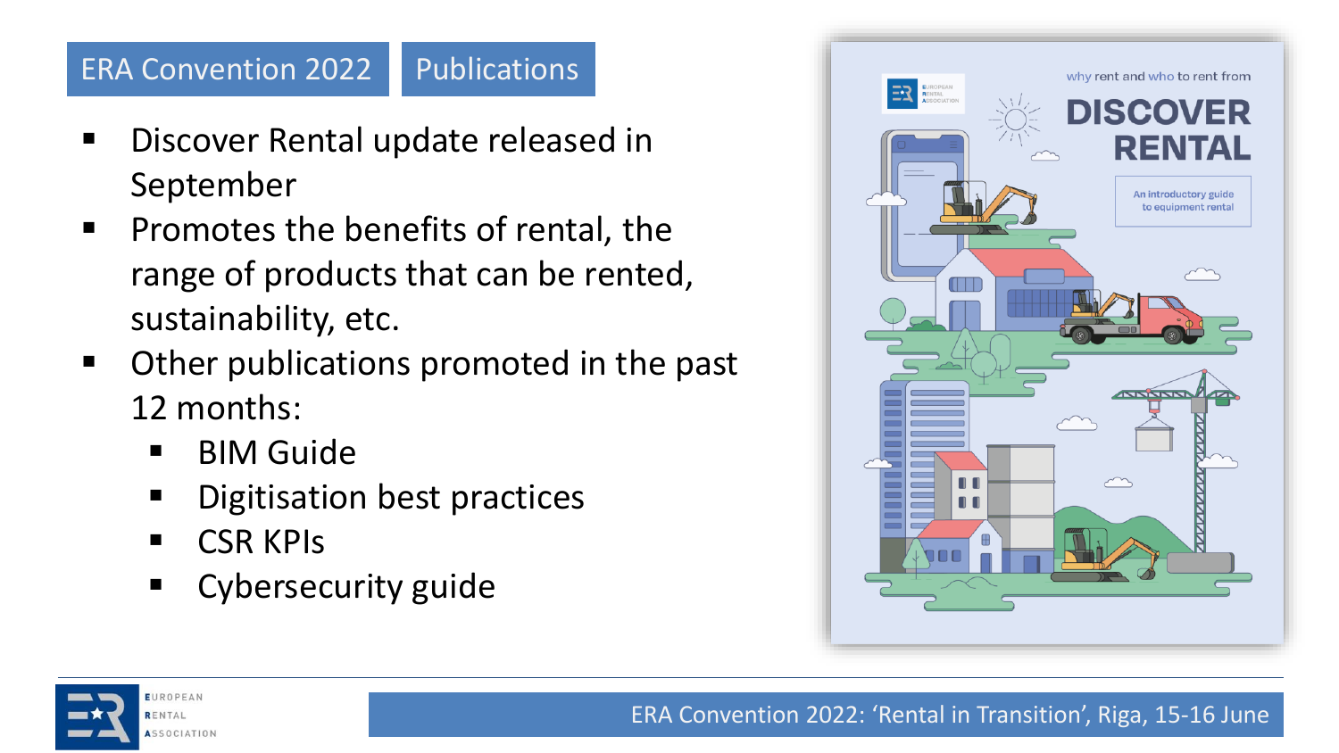## ERA Convention 2022 | Publications

- Discover Rental update released in September
- Promotes the benefits of rental, the range of products that can be rented, sustainability, etc.
- Other publications promoted in the past 12 months:
  - BIM Guide
  - Digitisation best practices
  - CSR KPIs
  - Cybersecurity guide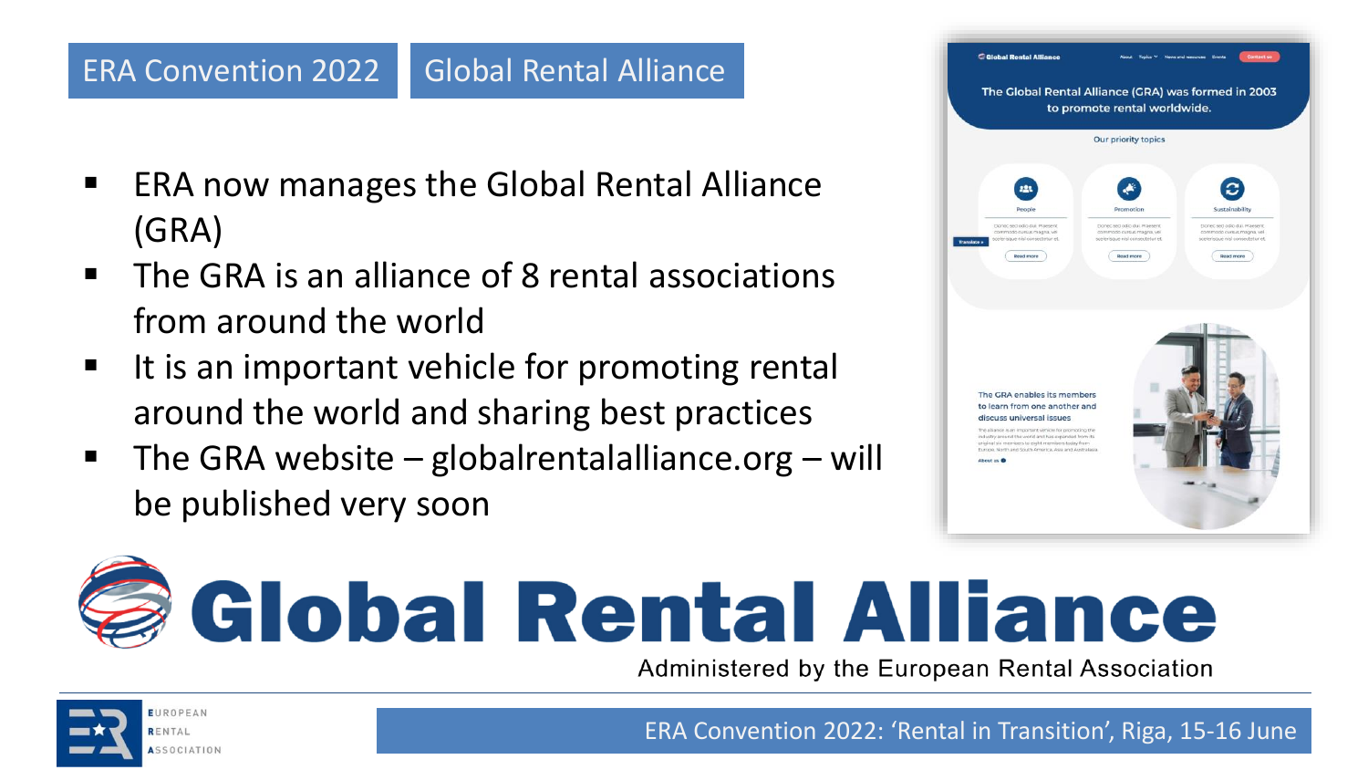# ERA Convention 2022 | Global Rental Alliance

- ERA now manages the Global Rental Alliance (GRA)
- The GRA is an alliance of 8 rental associations from around the world
- It is an important vehicle for promoting rental around the world and sharing best practices
- The GRA website – globalrentalalliance.org – will be published very soon

**Global Rental Alliance**

Administered by the European Rental Association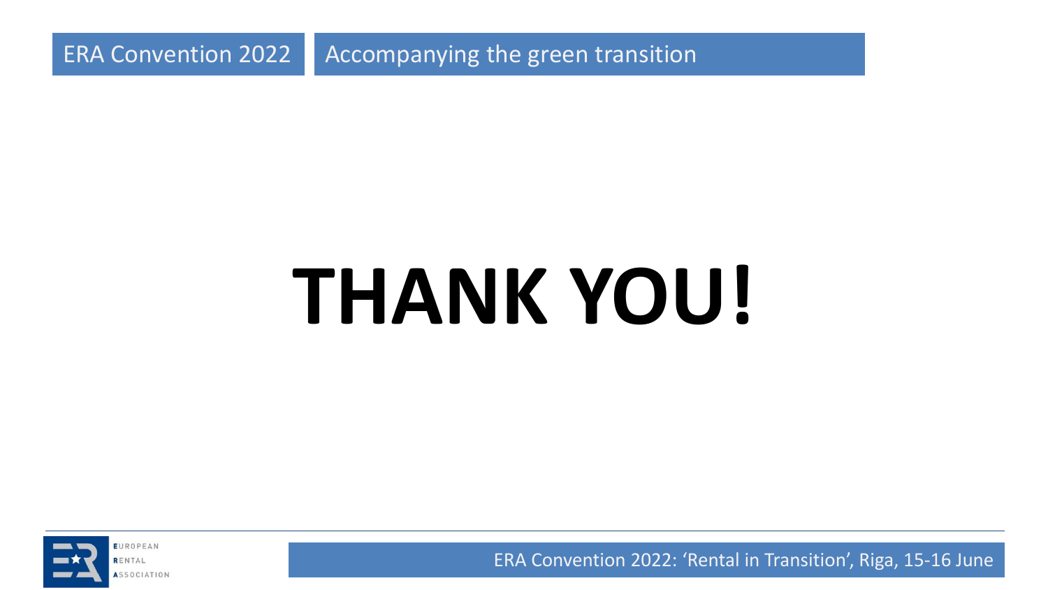# THANK YOU!